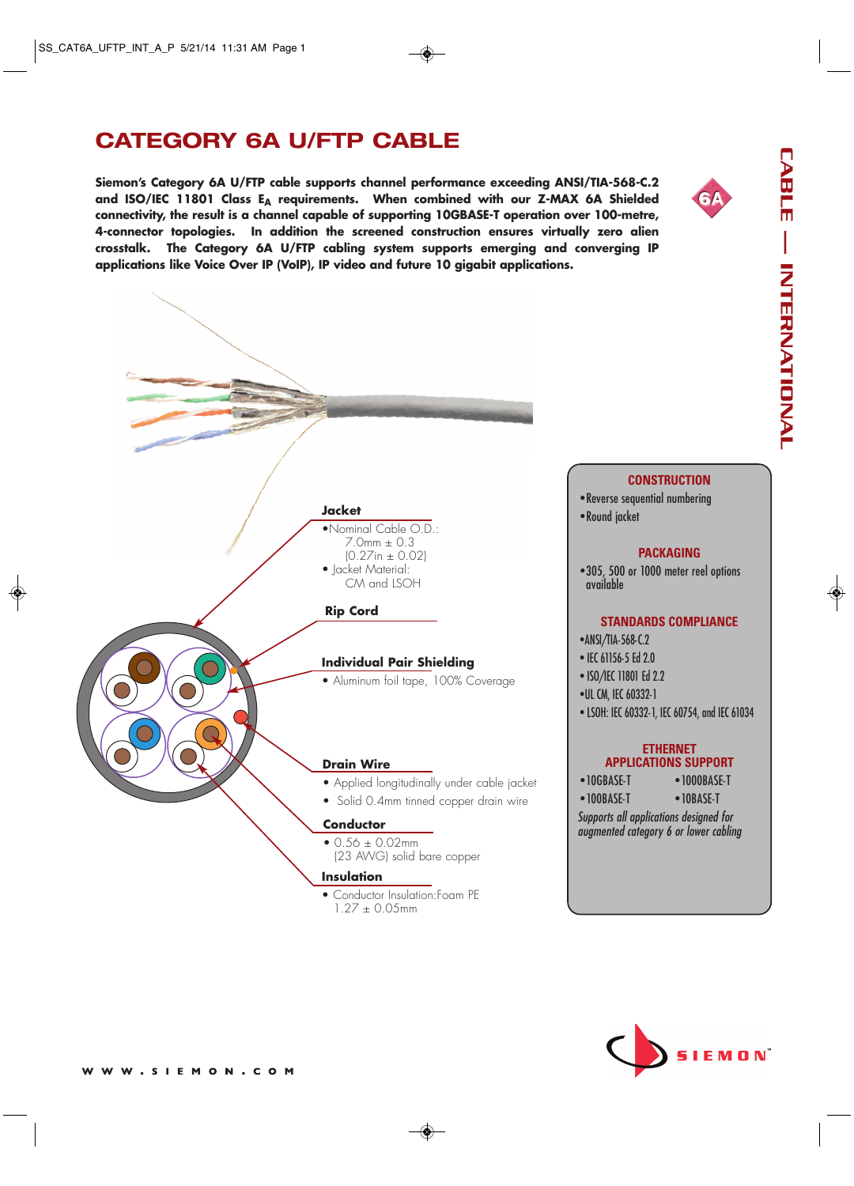# CATEGORY 6A U/FTP CABLE

**Siemon's Category 6A U/FTP cable supports channel performance exceeding ANSI/TIA-568-C.2 and ISO/IEC 11801 Class $E_A$ requirements. When combined with our Z-MAX 6A Shielded connectivity, the result is a channel capable of supporting 10GBASE-T operation over 100-metre, 4-connector topologies. In addition the screened construction ensures virtually zero alien crosstalk. The Category 6A U/FTP cabling system supports emerging and converging IP applications like Voice Over IP (VoIP), IP video and future 10 gigabit applications.**

CABLE — INTERNATIONAL

**Jacket**
- Nominal Cable O.D.: 7.0mm ± 0.3 (0.27in ± 0.02)
- Jacket Material: CM and LSOH

**Rip Cord**

**Individual Pair Shielding**
- Aluminum foil tape, 100% Coverage

**Drain Wire**
- Applied longitudinally under cable jacket
- Solid 0.4mm tinned copper drain wire

**Conductor**
- 0.56 ± 0.02mm (23 AWG) solid bare copper

**Insulation**
- Conductor Insulation:Foam PE 1.27 ± 0.05mm

## CONSTRUCTION
- Reverse sequential numbering
- Round jacket

## PACKAGING
- 305, 500 or 1000 meter reel options available

## STANDARDS COMPLIANCE
- ANSI/TIA-568-C.2
- IEC 61156-5 Ed 2.0
- ISO/IEC 11801 Ed 2.2
- UL CM, IEC 60332-1
- LSOH: IEC 60332-1, IEC 60754, and IEC 61034

## ETHERNET APPLICATIONS SUPPORT
- 10GBASE-T
- 1000BASE-T
- 100BASE-T
- 10BASE-T

*Supports all applications designed for augmented category 6 or lower cabling*

WWW.SIEMON.COM

SIEMON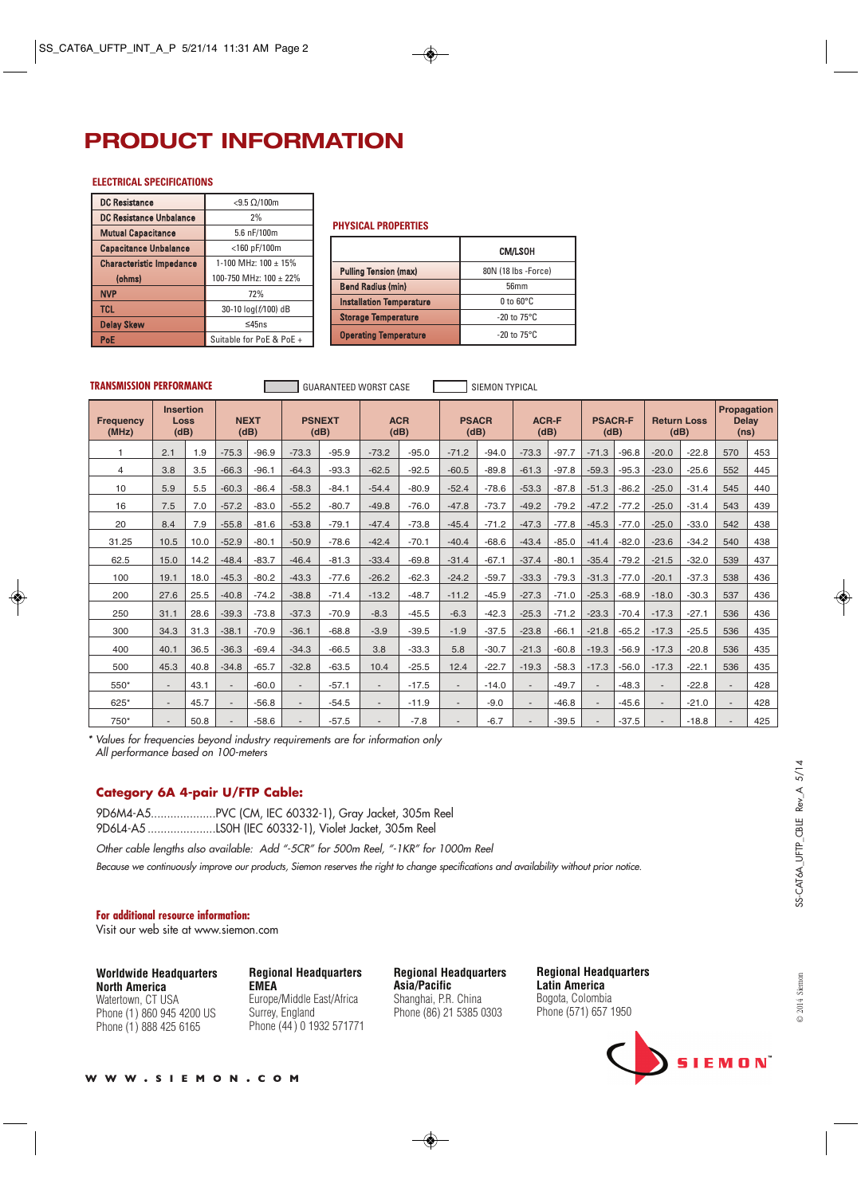# PRODUCT INFORMATION

### ELECTRICAL SPECIFICATIONS

| | |
|---|---|
| DC Resistance | <9.5 Ω/100m |
| DC Resistance Unbalance | 2% |
| Mutual Capacitance | 5.6 nF/100m |
| Capacitance Unbalance | <160 pF/100m |
| Characteristic Impedance (ohms) | 1-100 MHz: 100 ± 15%<br>100-750 MHz: 100 ± 22% |
| NVP | 72% |
| TCL | 30-10 log(f/100) dB |
| Delay Skew | ≤45ns |
| PoE | Suitable for PoE & PoE + |

### PHYSICAL PROPERTIES

| | CM/LSOH |
|---|---|
| Pulling Tension (max) | 80N (18 lbs -Force) |
| Bend Radius (min) | 56mm |
| Installation Temperature | 0 to 60°C |
| Storage Temperature | -20 to 75°C |
| Operating Temperature | -20 to 75°C |

### TRANSMISSION PERFORMANCE

GUARANTEED WORST CASE | SIEMON TYPICAL

| Frequency (MHz) | Insertion Loss (dB) | | NEXT (dB) | | PSNEXT (dB) | | ACR (dB) | | PSACR (dB) | | ACR-F (dB) | | PSACR-F (dB) | | Return Loss (dB) | | Propagation Delay (ns) | |
|---|---|---|---|---|---|---|---|---|---|---|---|---|---|---|---|---|---|---|
| 1 | 2.1 | 1.9 | -75.3 | -96.9 | -73.3 | -95.9 | -73.2 | -95.0 | -71.2 | -94.0 | -73.3 | -97.7 | -71.3 | -96.8 | -20.0 | -22.8 | 570 | 453 |
| 4 | 3.8 | 3.5 | -66.3 | -96.1 | -64.3 | -93.3 | -62.5 | -92.5 | -60.5 | -89.8 | -61.3 | -97.8 | -59.3 | -95.3 | -23.0 | -25.6 | 552 | 445 |
| 10 | 5.9 | 5.5 | -60.3 | -86.4 | -58.3 | -84.1 | -54.4 | -80.9 | -52.4 | -78.6 | -53.3 | -87.8 | -51.3 | -86.2 | -25.0 | -31.4 | 545 | 440 |
| 16 | 7.5 | 7.0 | -57.2 | -83.0 | -55.2 | -80.7 | -49.8 | -76.0 | -47.8 | -73.7 | -49.2 | -79.2 | -47.2 | -77.2 | -25.0 | -31.4 | 543 | 439 |
| 20 | 8.4 | 7.9 | -55.8 | -81.6 | -53.8 | -79.1 | -47.4 | -73.8 | -45.4 | -71.2 | -47.3 | -77.8 | -45.3 | -77.0 | -25.0 | -33.0 | 542 | 438 |
| 31.25 | 10.5 | 10.0 | -52.9 | -80.1 | -50.9 | -78.6 | -42.4 | -70.1 | -40.4 | -68.6 | -43.4 | -85.0 | -41.4 | -82.0 | -23.6 | -34.2 | 540 | 438 |
| 62.5 | 15.0 | 14.2 | -48.4 | -83.7 | -46.4 | -81.3 | -33.4 | -69.8 | -31.4 | -67.1 | -37.4 | -80.1 | -35.4 | -79.2 | -21.5 | -32.0 | 539 | 437 |
| 100 | 19.1 | 18.0 | -45.3 | -80.2 | -43.3 | -77.6 | -26.2 | -62.3 | -24.2 | -59.7 | -33.3 | -79.3 | -31.3 | -77.0 | -20.1 | -37.3 | 538 | 436 |
| 200 | 27.6 | 25.5 | -40.8 | -74.2 | -38.8 | -71.4 | -13.2 | -48.7 | -11.2 | -45.9 | -27.3 | -71.0 | -25.3 | -68.9 | -18.0 | -30.3 | 537 | 436 |
| 250 | 31.1 | 28.6 | -39.3 | -73.8 | -37.3 | -70.9 | -8.3 | -45.5 | -6.3 | -42.3 | -25.3 | -71.2 | -23.3 | -70.4 | -17.3 | -27.1 | 536 | 436 |
| 300 | 34.3 | 31.3 | -38.1 | -70.9 | -36.1 | -68.8 | -3.9 | -39.5 | -1.9 | -37.5 | -23.8 | -66.1 | -21.8 | -65.2 | -17.3 | -25.5 | 536 | 435 |
| 400 | 40.1 | 36.5 | -36.3 | -69.4 | -34.3 | -66.5 | 3.8 | -33.3 | 5.8 | -30.7 | -21.3 | -60.8 | -19.3 | -56.9 | -17.3 | -20.8 | 536 | 435 |
| 500 | 45.3 | 40.8 | -34.8 | -65.7 | -32.8 | -63.5 | 10.4 | -25.5 | 12.4 | -22.7 | -19.3 | -58.3 | -17.3 | -56.0 | -17.3 | -22.1 | 536 | 435 |
| 550* | - | 43.1 | - | -60.0 | - | -57.1 | - | -17.5 | - | -14.0 | - | -49.7 | - | -48.3 | - | -22.8 | - | 428 |
| 625* | - | 45.7 | - | -56.8 | - | -54.5 | - | -11.9 | - | -9.0 | - | -46.8 | - | -45.6 | - | -21.0 | - | 428 |
| 750* | - | 50.8 | - | -58.6 | - | -57.5 | - | -7.8 | - | -6.7 | - | -39.5 | - | -37.5 | - | -18.8 | - | 425 |

*\* Values for frequencies beyond industry requirements are for information only*
*All performance based on 100-meters*

### Category 6A 4-pair U/FTP Cable:

9D6M4-A5....................PVC (CM, IEC 60332-1), Gray Jacket, 305m Reel
9D6L4-A5 .....................LSOH (IEC 60332-1), Violet Jacket, 305m Reel

*Other cable lengths also available: Add "-5CR" for 500m Reel, "-1KR" for 1000m Reel*

*Because we continuously improve our products, Siemon reserves the right to change specifications and availability without prior notice.*

**For additional resource information:**
Visit our web site at www.siemon.com

**Worldwide Headquarters**
**North America**
Watertown, CT USA
Phone (1) 860 945 4200 US
Phone (1) 888 425 6165

**Regional Headquarters**
**EMEA**
Europe/Middle East/Africa
Surrey, England
Phone (44 ) 0 1932 571771

**Regional Headquarters**
**Asia/Pacific**
Shanghai, P.R. China
Phone (86) 21 5385 0303

**Regional Headquarters**
**Latin America**
Bogota, Colombia
Phone (571) 657 1950

SIEMON

W W W . S I E M O N . C O M

SS-CAT6A_UFTP_CBLE Rev_A 5/14

© 2014 Siemon